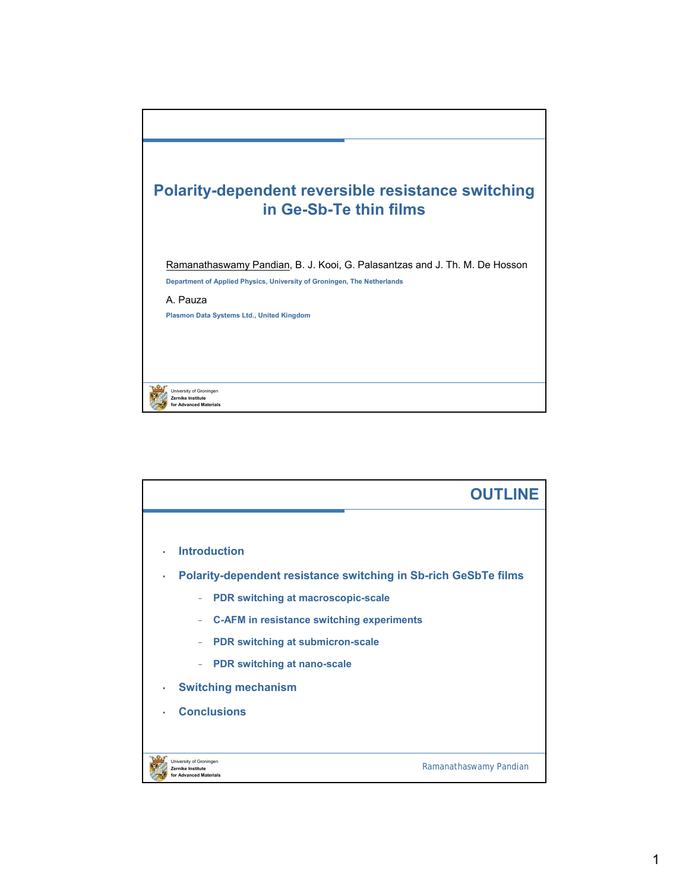# Polarity-dependent reversible resistance switching in Ge-Sb-Te thin films

Ramanathaswamy Pandian, B. J. Kooi, G. Palasantzas and J. Th. M. De Hosson

**Department of Applied Physics, University of Groningen, The Netherlands**

A. Pauza

**Plasmon Data Systems Ltd., United Kingdom**

University of Groningen
**Zernike Institute for Advanced Materials**

## OUTLINE

- **Introduction**
- **Polarity-dependent resistance switching in Sb-rich GeSbTe films**
  - **PDR switching at macroscopic-scale**
  - **C-AFM in resistance switching experiments**
  - **PDR switching at submicron-scale**
  - **PDR switching at nano-scale**
- **Switching mechanism**
- **Conclusions**

University of Groningen
**Zernike Institute for Advanced Materials**

Ramanathaswamy Pandian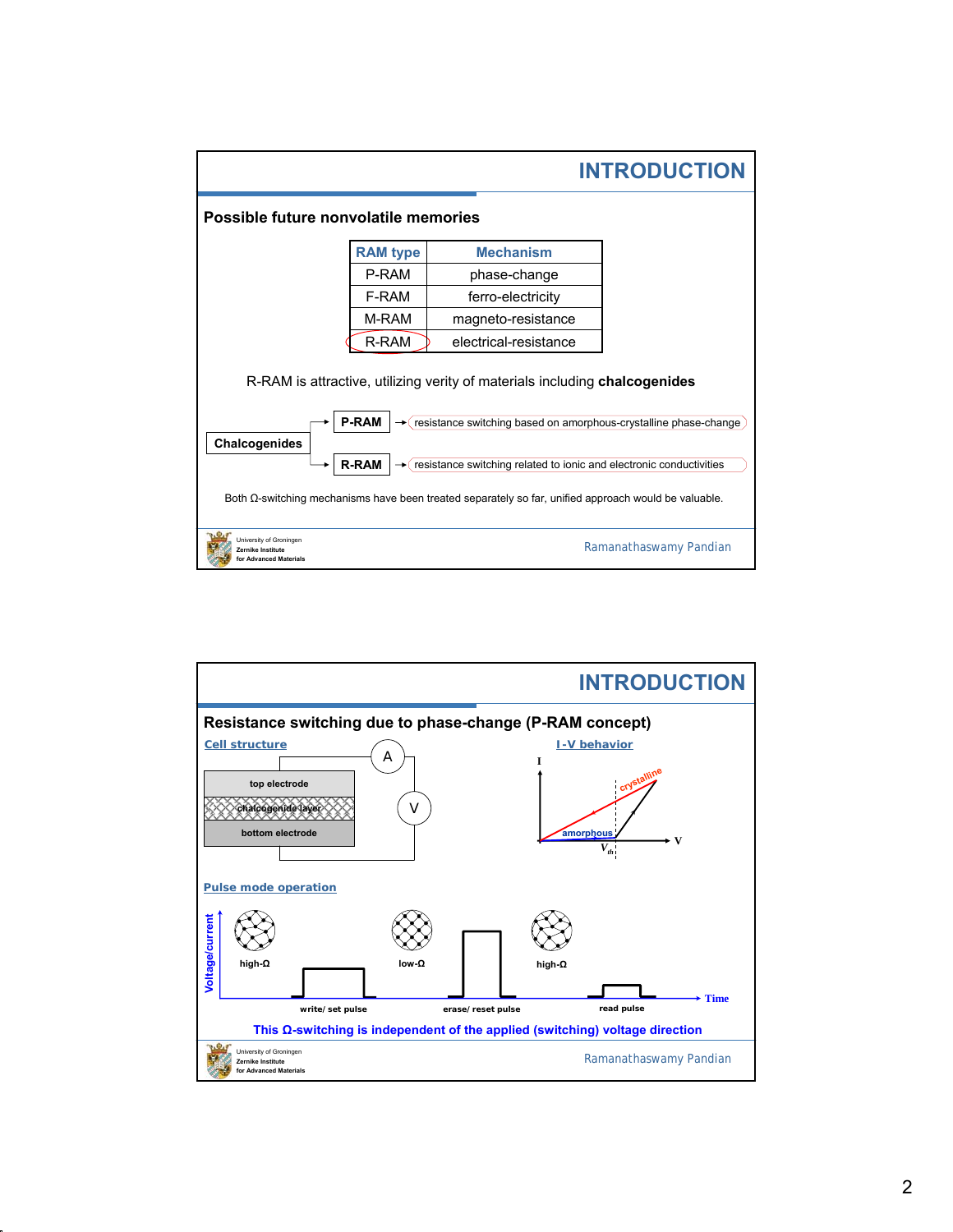## INTRODUCTION

### Possible future nonvolatile memories

| RAM type | Mechanism |
|---|---|
| P-RAM | phase-change |
| F-RAM | ferro-electricity |
| M-RAM | magneto-resistance |
| R-RAM | electrical-resistance |

R-RAM is attractive, utilizing verity of materials including **chalcogenides**

**Chalcogenides**

- **P-RAM** → resistance switching based on amorphous-crystalline phase-change
- **R-RAM** → resistance switching related to ionic and electronic conductivities

Both Ω-switching mechanisms have been treated separately so far, unified approach would be valuable.

University of Groningen
Zernike Institute for Advanced Materials

Ramanathaswamy Pandian

## INTRODUCTION

### Resistance switching due to phase-change (P-RAM concept)

**Cell structure**

top electrode
chalcogenide layer
bottom electrode
A
V

**I-V behavior**

I
crystalline
amorphous
$V_{th}$
V

**Pulse mode operation**

Voltage/current

high-Ω — write/ set pulse — low-Ω — erase/ reset pulse — high-Ω — read pulse

Time

**This Ω-switching is independent of the applied (switching) voltage direction**

University of Groningen
Zernike Institute for Advanced Materials

Ramanathaswamy Pandian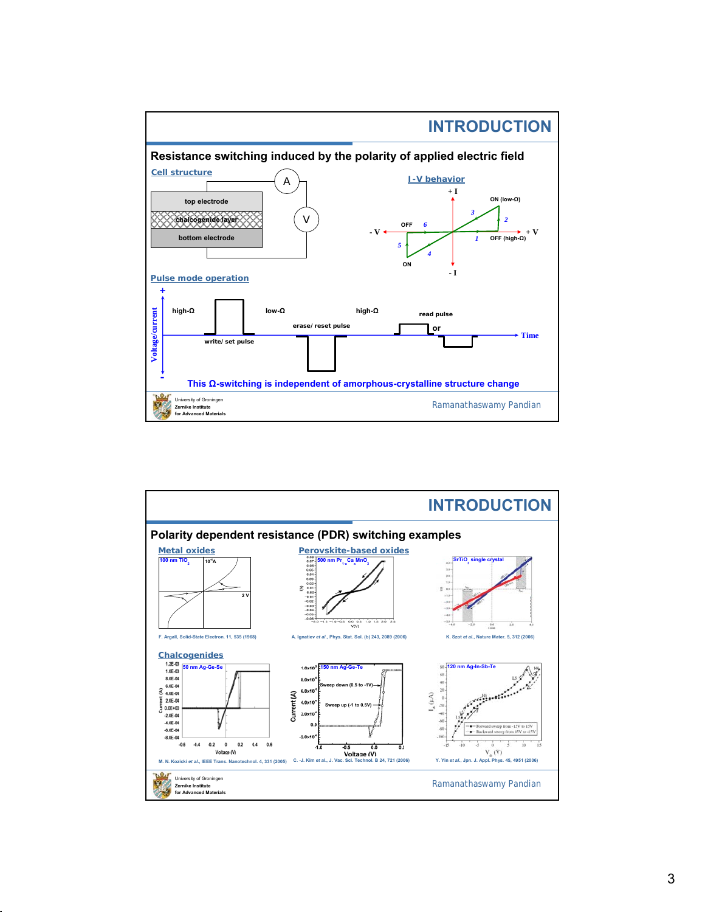# INTRODUCTION

## Resistance switching induced by the polarity of applied electric field

**Cell structure**

top electrode

chalcogenide layer

bottom electrode

A

V

**I-V behavior**

+I, -I, +V, -V

ON (low-Ω)

OFF (high-Ω)

OFF

ON

1, 2, 3, 4, 5, 6

**Pulse mode operation**

Voltage/current (+ / -)

high-Ω — write/ set pulse — low-Ω — erase/ reset pulse — high-Ω — read pulse or

Time

**This Ω-switching is independent of amorphous-crystalline structure change**

University of Groningen
Zernike Institute for Advanced Materials

Ramanathaswamy Pandian

# INTRODUCTION

## Polarity dependent resistance (PDR) switching examples

**Metal oxides**

100 nm $TiO_2$ — F. Argall, Solid-State Electron. 11, 535 (1968)

**Perovskite-based oxides**

500 nm $Pr_{1-x}Ca_xMnO_3$ — A. Ignatiev *et al.*, Phys. Stat. Sol. (b) 243, 2089 (2006)

$SrTiO_3$ single crystal — K. Szot *et al.*, Nature Mater. 5, 312 (2006)

**Chalcogenides**

50 nm Ag-Ge-Se — M. N. Kozicki *et al.*, IEEE Trans. Nanotechnol. 4, 331 (2005)

150 nm Ag-Ge-Te (Sweep down (0.5 to -1V), Sweep up (-1 to 0.5V)) — C. -J. Kim *et al.*, J. Vac. Sci. Technol. B 24, 721 (2006)

120 nm Ag-In-Sb-Te (Forward sweep from -15V to 15V, Backward sweep from 15V to -15V) — Y. Yin *et al.*, Jpn. J. Appl. Phys. 45, 4951 (2006)

University of Groningen
Zernike Institute for Advanced Materials

Ramanathaswamy Pandian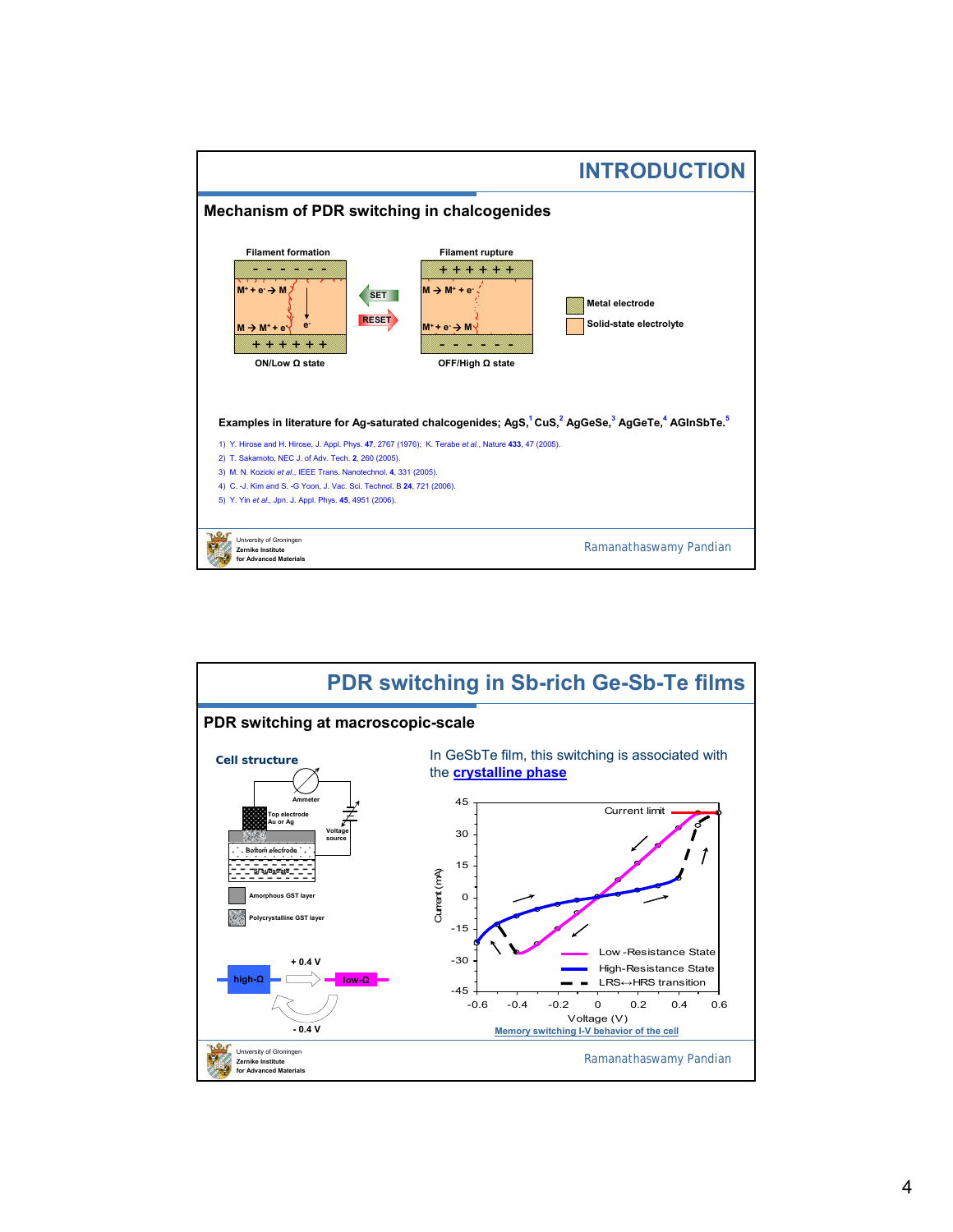# INTRODUCTION

## Mechanism of PDR switching in chalcogenides

Filament formation

$M^+ + e^- \rightarrow M$

$M \rightarrow M^+ + e^-$

$e^-$

ON/Low Ω state

SET

RESET

Filament rupture

$M \rightarrow M^+ + e^-$

$M^+ + e^- \rightarrow M$

OFF/High Ω state

Metal electrode

Solid-state electrolyte

**Examples in literature for Ag-saturated chalcogenides; AgS,[1] CuS,[2] AgGeSe,[3] AgGeTe,[4] AGInSbTe.[5]**

1) Y. Hirose and H. Hirose, J. Appl. Phys. **47**, 2767 (1976); K. Terabe *et al.*, Nature **433**, 47 (2005).
2) T. Sakamoto, NEC J. of Adv. Tech. **2**, 260 (2005).
3) M. N. Kozicki *et al.*, IEEE Trans. Nanotechnol. **4**, 331 (2005).
4) C. -J. Kim and S. -G Yoon, J. Vac. Sci. Technol. B **24**, 721 (2006).
5) Y. Yin *et al.*, Jpn. J. Appl. Phys. **45**, 4951 (2006).

University of Groningen
Zernike Institute for Advanced Materials

Ramanathaswamy Pandian

# PDR switching in Sb-rich Ge-Sb-Te films

## PDR switching at macroscopic-scale

**Cell structure**

Ammeter

Top electrode Au or Ag

Voltage source

Bottom electrode

Si substrate

Amorphous GST layer

Polycrystalline GST layer

high-Ω

+ 0.4 V

low-Ω

- 0.4 V

In GeSbTe film, this switching is associated with the **crystalline phase**

Current limit

Current (mA)

Voltage (V)

Low -Resistance State

High-Resistance State

LRS↔HRS transition

Memory switching I-V behavior of the cell

University of Groningen
Zernike Institute for Advanced Materials

Ramanathaswamy Pandian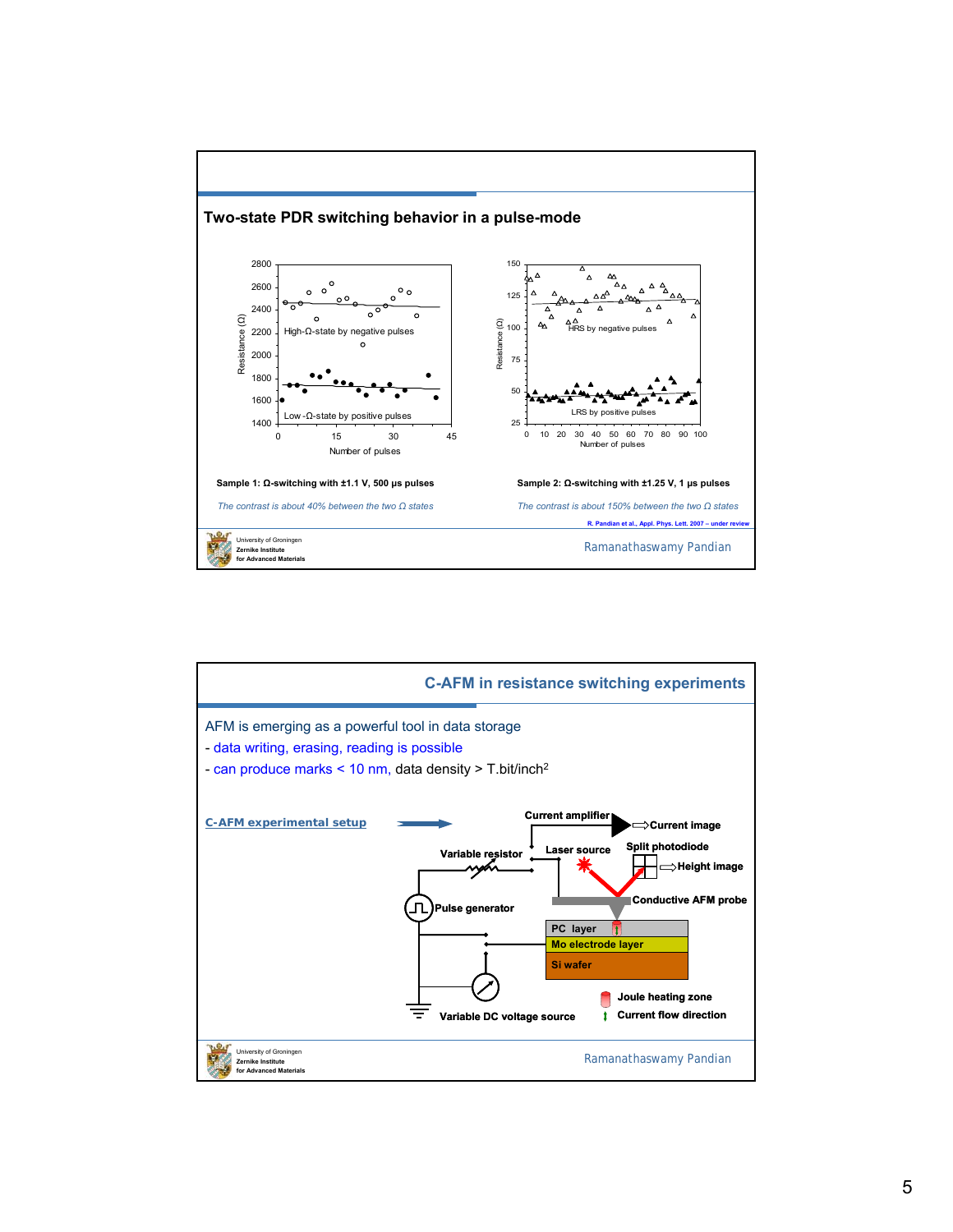## Two-state PDR switching behavior in a pulse-mode

**Sample 1: Ω-switching with ±1.1 V, 500 μs pulses**

*The contrast is about 40% between the two Ω states*

**Sample 2: Ω-switching with ±1.25 V, 1 μs pulses**

*The contrast is about 150% between the two Ω states*

R. Pandian et al., Appl. Phys. Lett. 2007 – under review

University of Groningen
Zernike Institute for Advanced Materials

Ramanathaswamy Pandian

## C-AFM in resistance switching experiments

AFM is emerging as a powerful tool in data storage

- data writing, erasing, reading is possible
- can produce marks < 10 nm, data density > T.bit/inch$^2$

**C-AFM experimental setup**

University of Groningen
Zernike Institute for Advanced Materials

Ramanathaswamy Pandian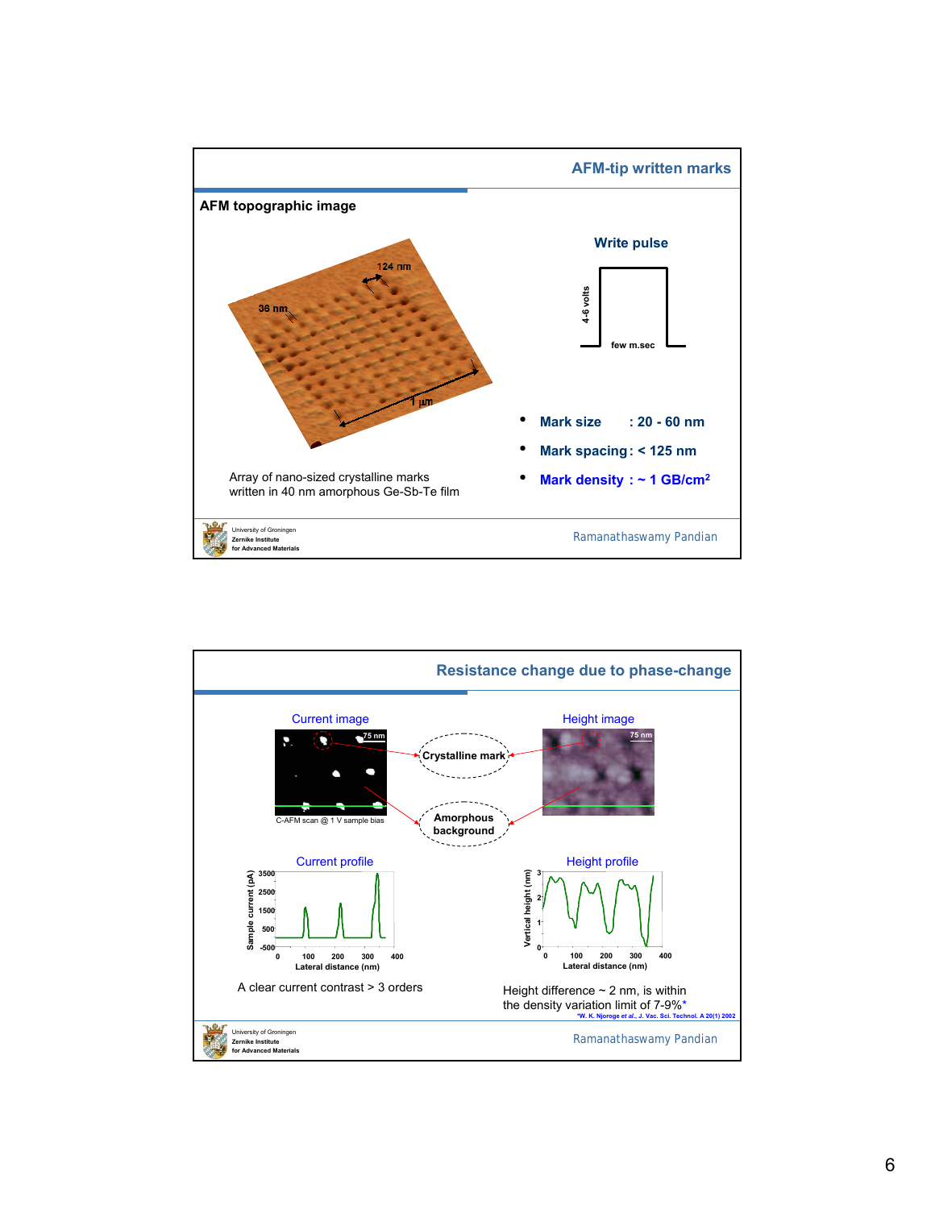## AFM-tip written marks

### AFM topographic image

124 nm

36 nm

1 µm

Array of nano-sized crystalline marks written in 40 nm amorphous Ge-Sb-Te film

**Write pulse**

4-6 volts

few m.sec

- **Mark size : 20 - 60 nm**
- **Mark spacing : < 125 nm**
- **Mark density : ~ 1 GB/cm$^2$**

University of Groningen
Zernike Institute for Advanced Materials

Ramanathaswamy Pandian

---

## Resistance change due to phase-change

Current image

75 nm

C-AFM scan @ 1 V sample bias

Crystalline mark

Amorphous background

Height image

75 nm

Current profile

Sample current (pA)

Lateral distance (nm)

A clear current contrast > 3 orders

Height profile

Vertical height (nm)

Lateral distance (nm)

Height difference ~ 2 nm, is within the density variation limit of 7-9%*

*W. K. Njoroge *et al.*, J. Vac. Sci. Technol. A 20(1) 2002

University of Groningen
Zernike Institute for Advanced Materials

Ramanathaswamy Pandian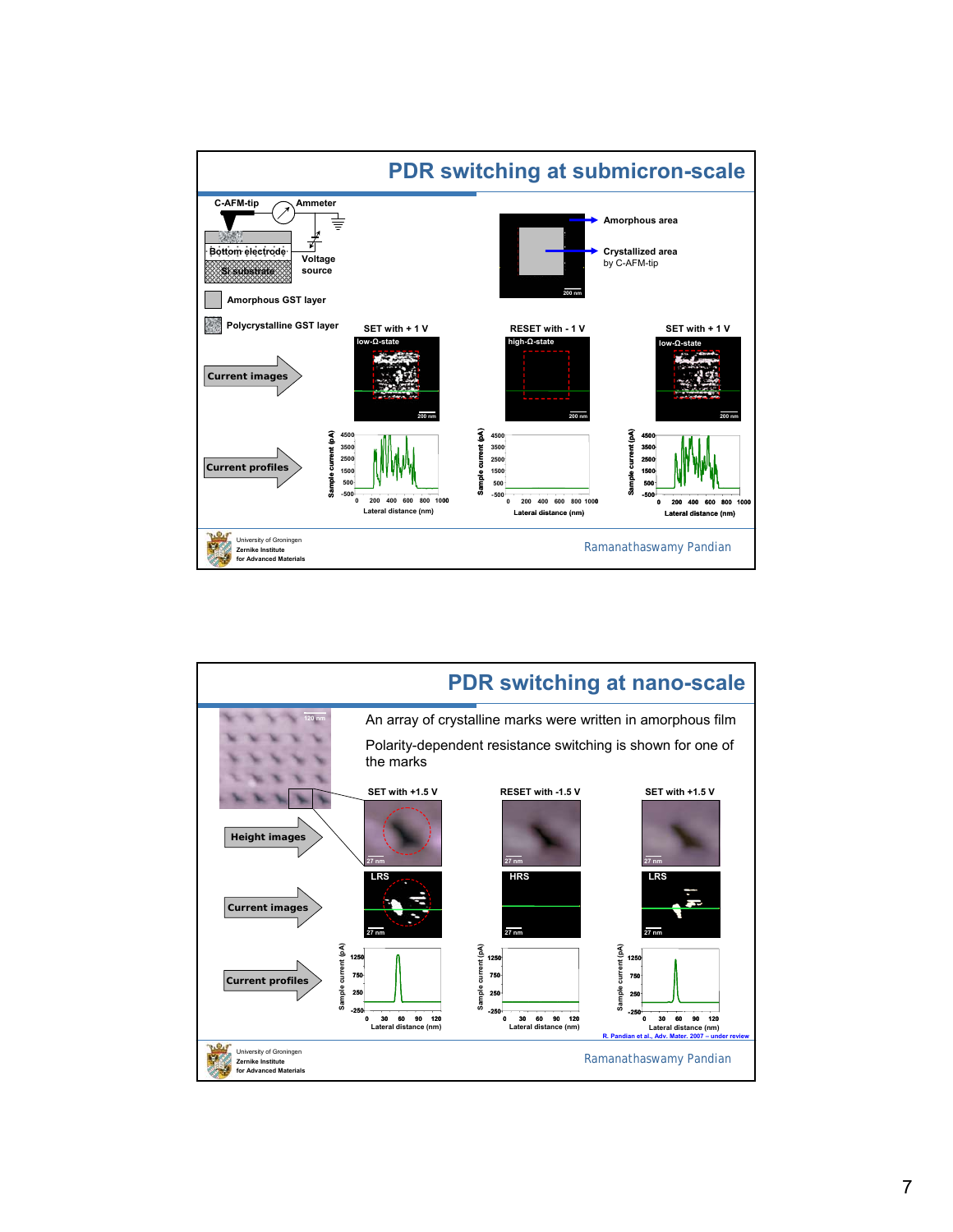## PDR switching at submicron-scale

C-AFM-tip — Ammeter

Bottom electrode

Si substrate

Voltage source

Amorphous GST layer

Polycrystalline GST layer

Amorphous area

Crystallized area by C-AFM-tip

200 nm

| | SET with + 1 V | RESET with - 1 V | SET with + 1 V |
|---|---|---|---|
| Current images | low-Ω-state | high-Ω-state | low-Ω-state |
| Current profiles | Sample current (pA) vs. Lateral distance (nm) | Sample current (pA) vs. Lateral distance (nm) | Sample current (pA) vs. Lateral distance (nm) |

University of Groningen
Zernike Institute for Advanced Materials

Ramanathaswamy Pandian

## PDR switching at nano-scale

An array of crystalline marks were written in amorphous film

Polarity-dependent resistance switching is shown for one of the marks

120 nm

| | SET with +1.5 V | RESET with -1.5 V | SET with +1.5 V |
|---|---|---|---|
| Height images | 27 nm | 27 nm | 27 nm |
| Current images | LRS | HRS | LRS |
| Current profiles | Sample current (pA) vs. Lateral distance (nm) | Sample current (pA) vs. Lateral distance (nm) | Sample current (pA) vs. Lateral distance (nm) |

R. Pandian et al., Adv. Mater. 2007 – under review

University of Groningen
Zernike Institute for Advanced Materials

Ramanathaswamy Pandian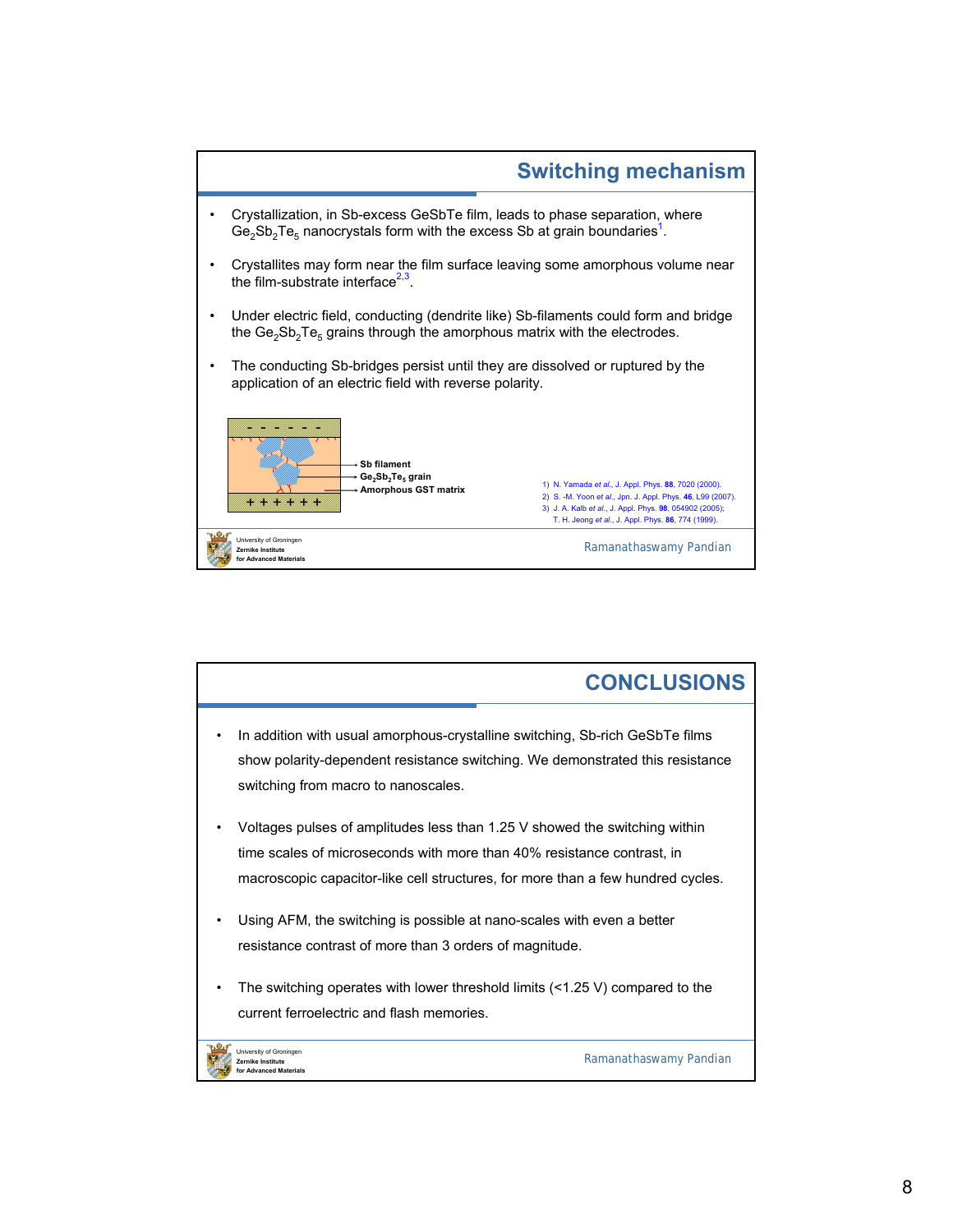## Switching mechanism

- Crystallization, in Sb-excess GeSbTe film, leads to phase separation, where $Ge_2Sb_2Te_5$ nanocrystals form with the excess Sb at grain boundaries[1].
- Crystallites may form near the film surface leaving some amorphous volume near the film-substrate interface[2,3].
- Under electric field, conducting (dendrite like) Sb-filaments could form and bridge the $Ge_2Sb_2Te_5$ grains through the amorphous matrix with the electrodes.
- The conducting Sb-bridges persist until they are dissolved or ruptured by the application of an electric field with reverse polarity.

\- - - - - -

Sb filament

$Ge_2Sb_2Te_5$ grain

Amorphous GST matrix

\+ + + + + +

1) N. Yamada *et al.*, J. Appl. Phys. **88**, 7020 (2000).
2) S. -M. Yoon *et al.*, Jpn. J. Appl. Phys. **46**, L99 (2007).
3) J. A. Kalb *et al.*, J. Appl. Phys. **98**, 054902 (2005); T. H. Jeong *et al.*, J. Appl. Phys. **86**, 774 (1999).

University of Groningen
Zernike Institute for Advanced Materials

Ramanathaswamy Pandian

## CONCLUSIONS

- In addition with usual amorphous-crystalline switching, Sb-rich GeSbTe films show polarity-dependent resistance switching. We demonstrated this resistance switching from macro to nanoscales.
- Voltages pulses of amplitudes less than 1.25 V showed the switching within time scales of microseconds with more than 40% resistance contrast, in macroscopic capacitor-like cell structures, for more than a few hundred cycles.
- Using AFM, the switching is possible at nano-scales with even a better resistance contrast of more than 3 orders of magnitude.
- The switching operates with lower threshold limits (<1.25 V) compared to the current ferroelectric and flash memories.

University of Groningen
Zernike Institute for Advanced Materials

Ramanathaswamy Pandian